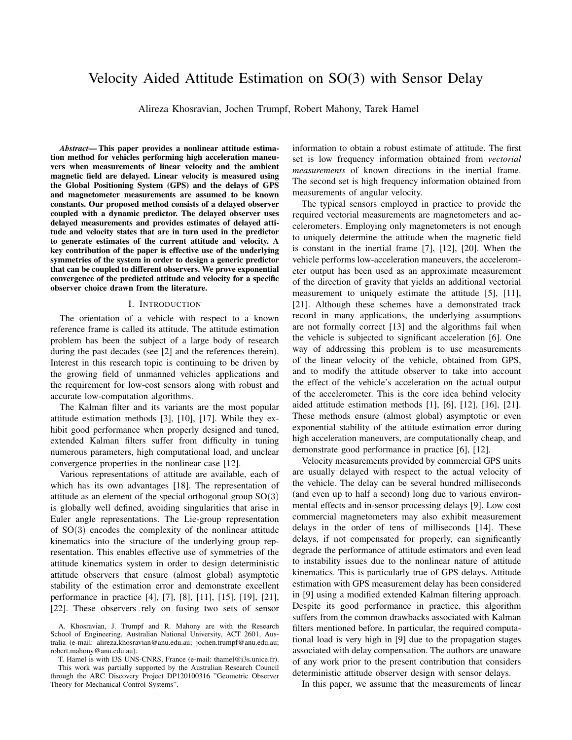# Velocity Aided Attitude Estimation on SO(3) with Sensor Delay

Alireza Khosravian, Jochen Trumpf, Robert Mahony, Tarek Hamel

***Abstract*— This paper provides a nonlinear attitude estimation method for vehicles performing high acceleration maneuvers when measurements of linear velocity and the ambient magnetic field are delayed. Linear velocity is measured using the Global Positioning System (GPS) and the delays of GPS and magnetometer measurements are assumed to be known constants. Our proposed method consists of a delayed observer coupled with a dynamic predictor. The delayed observer uses delayed measurements and provides estimates of delayed attitude and velocity states that are in turn used in the predictor to generate estimates of the current attitude and velocity. A key contribution of the paper is effective use of the underlying symmetries of the system in order to design a generic predictor that can be coupled to different observers. We prove exponential convergence of the predicted attitude and velocity for a specific observer choice drawn from the literature.**

## I. Introduction

The orientation of a vehicle with respect to a known reference frame is called its attitude. The attitude estimation problem has been the subject of a large body of research during the past decades (see [2] and the references therein). Interest in this research topic is continuing to be driven by the growing field of unmanned vehicles applications and the requirement for low-cost sensors along with robust and accurate low-computation algorithms.

The Kalman filter and its variants are the most popular attitude estimation methods [3], [10], [17]. While they exhibit good performance when properly designed and tuned, extended Kalman filters suffer from difficulty in tuning numerous parameters, high computational load, and unclear convergence properties in the nonlinear case [12].

Various representations of attitude are available, each of which has its own advantages [18]. The representation of attitude as an element of the special orthogonal group $\mathrm{SO}(3)$ is globally well defined, avoiding singularities that arise in Euler angle representations. The Lie-group representation of $\mathrm{SO}(3)$ encodes the complexity of the nonlinear attitude kinematics into the structure of the underlying group representation. This enables effective use of symmetries of the attitude kinematics system in order to design deterministic attitude observers that ensure (almost global) asymptotic stability of the estimation error and demonstrate excellent performance in practice [4], [7], [8], [11], [15], [19], [21], [22]. These observers rely on fusing two sets of sensor information to obtain a robust estimate of attitude. The first set is low frequency information obtained from *vectorial measurements* of known directions in the inertial frame. The second set is high frequency information obtained from measurements of angular velocity.

The typical sensors employed in practice to provide the required vectorial measurements are magnetometers and accelerometers. Employing only magnetometers is not enough to uniquely determine the attitude when the magnetic field is constant in the inertial frame [7], [12], [20]. When the vehicle performs low-acceleration maneuvers, the accelerometer output has been used as an approximate measurement of the direction of gravity that yields an additional vectorial measurement to uniquely estimate the attitude [5], [11], [21]. Although these schemes have a demonstrated track record in many applications, the underlying assumptions are not formally correct [13] and the algorithms fail when the vehicle is subjected to significant acceleration [6]. One way of addressing this problem is to use measurements of the linear velocity of the vehicle, obtained from GPS, and to modify the attitude observer to take into account the effect of the vehicle's acceleration on the actual output of the accelerometer. This is the core idea behind velocity aided attitude estimation methods [1], [6], [12], [16], [21]. These methods ensure (almost global) asymptotic or even exponential stability of the attitude estimation error during high acceleration maneuvers, are computationally cheap, and demonstrate good performance in practice [6], [12].

Velocity measurements provided by commercial GPS units are usually delayed with respect to the actual velocity of the vehicle. The delay can be several hundred milliseconds (and even up to half a second) long due to various environmental effects and in-sensor processing delays [9]. Low cost commercial magnetometers may also exhibit measurement delays in the order of tens of milliseconds [14]. These delays, if not compensated for properly, can significantly degrade the performance of attitude estimators and even lead to instability issues due to the nonlinear nature of attitude kinematics. This is particularly true of GPS delays. Attitude estimation with GPS measurement delay has been considered in [9] using a modified extended Kalman filtering approach. Despite its good performance in practice, this algorithm suffers from the common drawbacks associated with Kalman filters mentioned before. In particular, the required computational load is very high in [9] due to the propagation stages associated with delay compensation. The authors are unaware of any work prior to the present contribution that considers deterministic attitude observer design with sensor delays.

In this paper, we assume that the measurements of linear

A. Khosravian, J. Trumpf and R. Mahony are with the Research School of Engineering, Australian National University, ACT 2601, Australia (e-mail: alireza.khosravian@anu.edu.au; jochen.trumpf@anu.edu.au; robert.mahony@anu.edu.au).

T. Hamel is with I3S UNS-CNRS, France (e-mail: thamel@i3s.unice.fr).

This work was partially supported by the Australian Research Council through the ARC Discovery Project DP120100316 "Geometric Observer Theory for Mechanical Control Systems".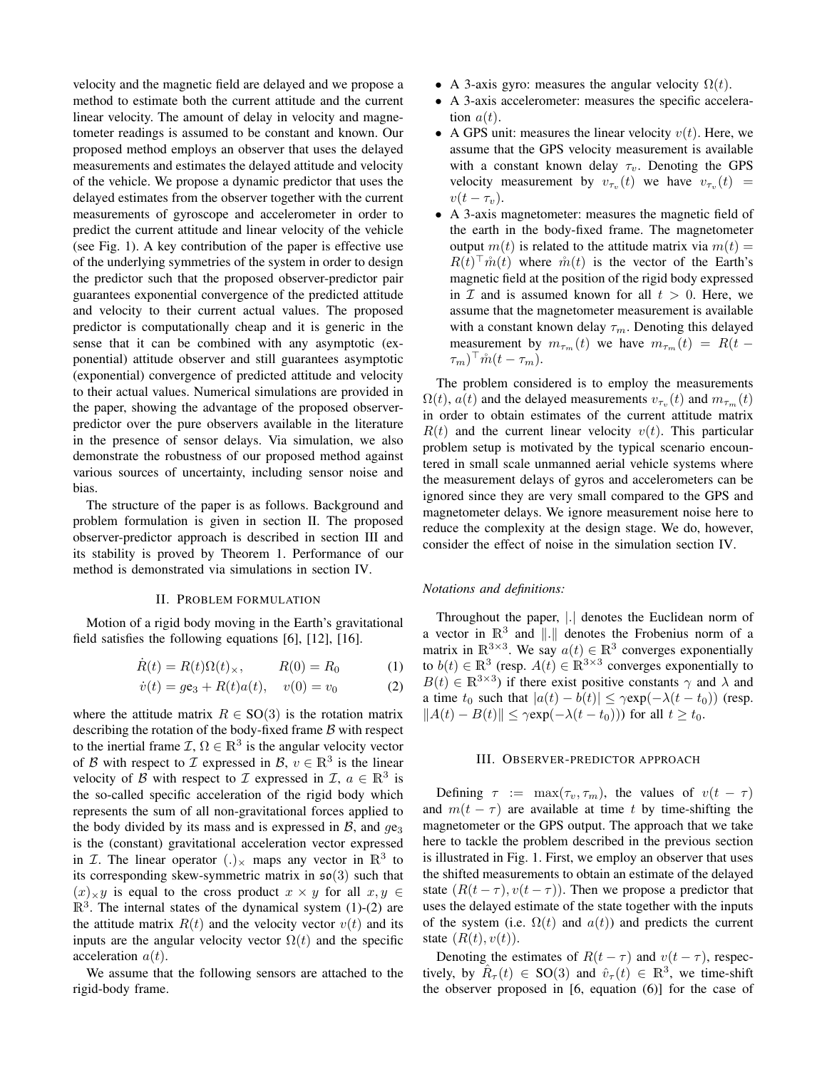velocity and the magnetic field are delayed and we propose a method to estimate both the current attitude and the current linear velocity. The amount of delay in velocity and magnetometer readings is assumed to be constant and known. Our proposed method employs an observer that uses the delayed measurements and estimates the delayed attitude and velocity of the vehicle. We propose a dynamic predictor that uses the delayed estimates from the observer together with the current measurements of gyroscope and accelerometer in order to predict the current attitude and linear velocity of the vehicle (see Fig. 1). A key contribution of the paper is effective use of the underlying symmetries of the system in order to design the predictor such that the proposed observer-predictor pair guarantees exponential convergence of the predicted attitude and velocity to their current actual values. The proposed predictor is computationally cheap and it is generic in the sense that it can be combined with any asymptotic (exponential) attitude observer and still guarantees asymptotic (exponential) convergence of predicted attitude and velocity to their actual values. Numerical simulations are provided in the paper, showing the advantage of the proposed observer-predictor over the pure observers available in the literature in the presence of sensor delays. Via simulation, we also demonstrate the robustness of our proposed method against various sources of uncertainty, including sensor noise and bias.

The structure of the paper is as follows. Background and problem formulation is given in section II. The proposed observer-predictor approach is described in section III and its stability is proved by Theorem 1. Performance of our method is demonstrated via simulations in section IV.

## II. Problem formulation

Motion of a rigid body moving in the Earth's gravitational field satisfies the following equations [6], [12], [16].

$$\dot{R}(t) = R(t)\Omega(t)_\times, \qquad R(0) = R_0 \tag{1}$$

$$\dot{v}(t) = g\mathrm{e}_3 + R(t)a(t), \quad v(0) = v_0 \tag{2}$$

where the attitude matrix $R \in \mathrm{SO}(3)$ is the rotation matrix describing the rotation of the body-fixed frame $\mathcal{B}$ with respect to the inertial frame $\mathcal{I}$, $\Omega \in \mathbb{R}^3$ is the angular velocity vector of $\mathcal{B}$ with respect to $\mathcal{I}$ expressed in $\mathcal{B}$, $v \in \mathbb{R}^3$ is the linear velocity of $\mathcal{B}$ with respect to $\mathcal{I}$ expressed in $\mathcal{I}$, $a \in \mathbb{R}^3$ is the so-called specific acceleration of the rigid body which represents the sum of all non-gravitational forces applied to the body divided by its mass and is expressed in $\mathcal{B}$, and $g\mathrm{e}_3$ is the (constant) gravitational acceleration vector expressed in $\mathcal{I}$. The linear operator $(.)_\times$ maps any vector in $\mathbb{R}^3$ to its corresponding skew-symmetric matrix in $\mathfrak{so}(3)$ such that $(x)_\times y$ is equal to the cross product $x \times y$ for all $x, y \in \mathbb{R}^3$. The internal states of the dynamical system (1)-(2) are the attitude matrix $R(t)$ and the velocity vector $v(t)$ and its inputs are the angular velocity vector $\Omega(t)$ and the specific acceleration $a(t)$.

We assume that the following sensors are attached to the rigid-body frame.

- A 3-axis gyro: measures the angular velocity $\Omega(t)$.
- A 3-axis accelerometer: measures the specific acceleration $a(t)$.
- A GPS unit: measures the linear velocity $v(t)$. Here, we assume that the GPS velocity measurement is available with a constant known delay $\tau_v$. Denoting the GPS velocity measurement by $v_{\tau_v}(t)$ we have $v_{\tau_v}(t) = v(t - \tau_v)$.
- A 3-axis magnetometer: measures the magnetic field of the earth in the body-fixed frame. The magnetometer output $m(t)$ is related to the attitude matrix via $m(t) = R(t)^\top \mathring{m}(t)$ where $\mathring{m}(t)$ is the vector of the Earth's magnetic field at the position of the rigid body expressed in $\mathcal{I}$ and is assumed known for all $t > 0$. Here, we assume that the magnetometer measurement is available with a constant known delay $\tau_m$. Denoting this delayed measurement by $m_{\tau_m}(t)$ we have $m_{\tau_m}(t) = R(t - \tau_m)^\top \mathring{m}(t - \tau_m)$.

The problem considered is to employ the measurements $\Omega(t)$, $a(t)$ and the delayed measurements $v_{\tau_v}(t)$ and $m_{\tau_m}(t)$ in order to obtain estimates of the current attitude matrix $R(t)$ and the current linear velocity $v(t)$. This particular problem setup is motivated by the typical scenario encountered in small scale unmanned aerial vehicle systems where the measurement delays of gyros and accelerometers can be ignored since they are very small compared to the GPS and magnetometer delays. We ignore measurement noise here to reduce the complexity at the design stage. We do, however, consider the effect of noise in the simulation section IV.

*Notations and definitions:*

Throughout the paper, $|.|$ denotes the Euclidean norm of a vector in $\mathbb{R}^3$ and $\|.\|$ denotes the Frobenius norm of a matrix in $\mathbb{R}^{3\times3}$. We say $a(t) \in \mathbb{R}^3$ converges exponentially to $b(t) \in \mathbb{R}^3$ (resp. $A(t) \in \mathbb{R}^{3\times3}$ converges exponentially to $B(t) \in \mathbb{R}^{3\times3}$) if there exist positive constants $\gamma$ and $\lambda$ and a time $t_0$ such that $|a(t) - b(t)| \leq \gamma \exp(-\lambda(t - t_0))$ (resp. $\|A(t) - B(t)\| \leq \gamma \exp(-\lambda(t - t_0))$) for all $t \geq t_0$.

## III. Observer-predictor approach

Defining $\tau := \max(\tau_v, \tau_m)$, the values of $v(t - \tau)$ and $m(t - \tau)$ are available at time $t$ by time-shifting the magnetometer or the GPS output. The approach that we take here to tackle the problem described in the previous section is illustrated in Fig. 1. First, we employ an observer that uses the shifted measurements to obtain an estimate of the delayed state $(R(t - \tau), v(t - \tau))$. Then we propose a predictor that uses the delayed estimate of the state together with the inputs of the system (i.e. $\Omega(t)$ and $a(t)$) and predicts the current state $(R(t), v(t))$.

Denoting the estimates of $R(t - \tau)$ and $v(t - \tau)$, respectively, by $\hat{R}_\tau(t) \in \mathrm{SO}(3)$ and $\hat{v}_\tau(t) \in \mathbb{R}^3$, we time-shift the observer proposed in [6, equation (6)] for the case of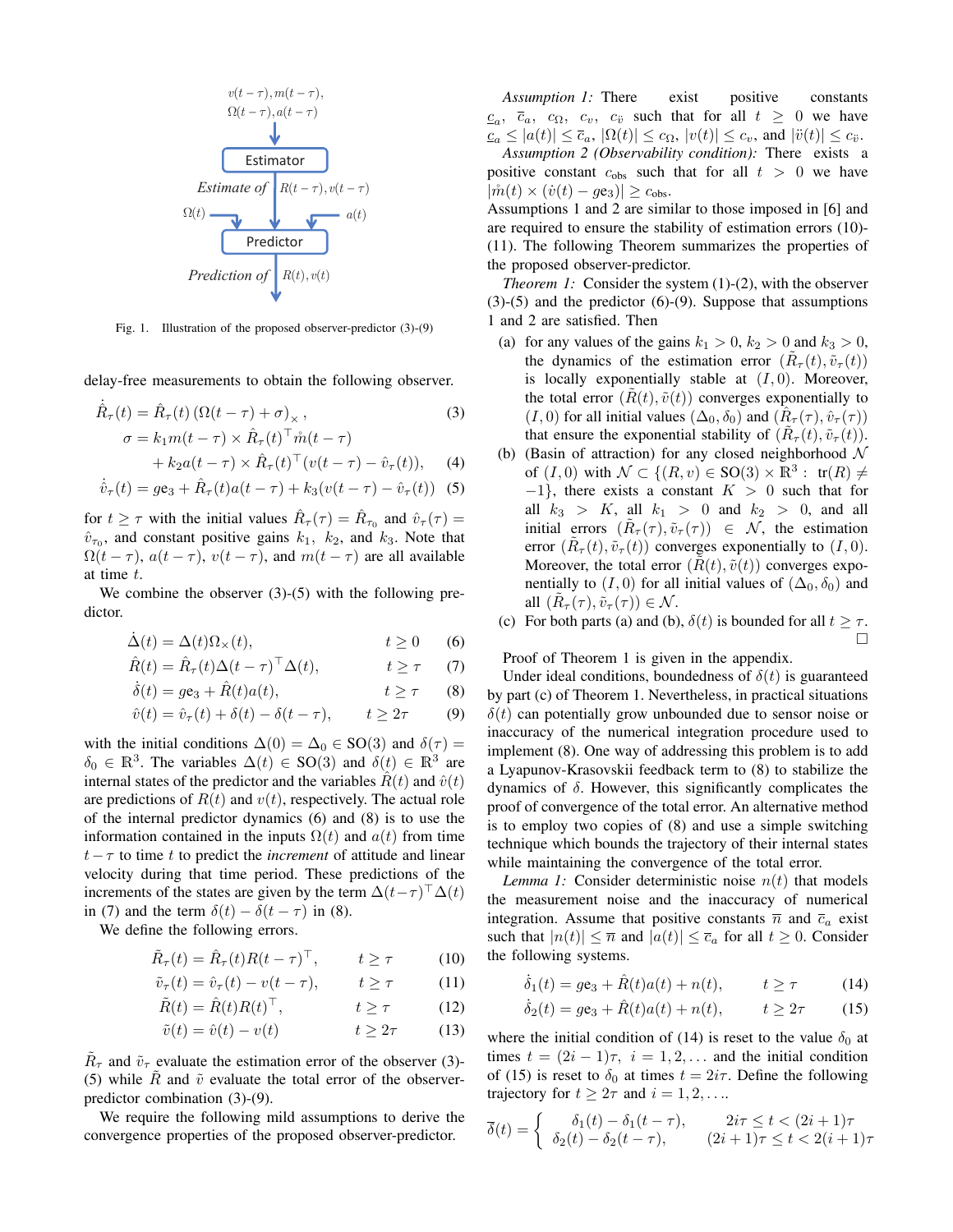Fig. 1. Illustration of the proposed observer-predictor (3)-(9)

delay-free measurements to obtain the following observer.

$$\dot{\hat{R}}_\tau(t) = \hat{R}_\tau(t)\left(\Omega(t-\tau)+\sigma\right)_\times, \tag{3}$$

$$\sigma = k_1 m(t-\tau) \times \hat{R}_\tau(t)^\top \mathring{m}(t-\tau) + k_2 a(t-\tau) \times \hat{R}_\tau(t)^\top (v(t-\tau) - \hat{v}_\tau(t)), \tag{4}$$

$$\dot{\hat{v}}_\tau(t) = g e_3 + \hat{R}_\tau(t) a(t-\tau) + k_3 (v(t-\tau) - \hat{v}_\tau(t)) \tag{5}$$

for $t \geq \tau$ with the initial values $\hat{R}_\tau(\tau) = \hat{R}_{\tau_0}$ and $\hat{v}_\tau(\tau) = \hat{v}_{\tau_0}$, and constant positive gains $k_1$, $k_2$, and $k_3$. Note that $\Omega(t-\tau)$, $a(t-\tau)$, $v(t-\tau)$, and $m(t-\tau)$ are all available at time $t$.

We combine the observer (3)-(5) with the following predictor.

$$\dot{\Delta}(t) = \Delta(t)\Omega_\times(t), \qquad t \geq 0 \tag{6}$$

$$\hat{R}(t) = \hat{R}_\tau(t)\Delta(t-\tau)^\top \Delta(t), \qquad t \geq \tau \tag{7}$$

$$\dot{\delta}(t) = g e_3 + \hat{R}(t) a(t), \qquad t \geq \tau \tag{8}$$

$$\hat{v}(t) = \hat{v}_\tau(t) + \delta(t) - \delta(t-\tau), \qquad t \geq 2\tau \tag{9}$$

with the initial conditions $\Delta(0) = \Delta_0 \in \mathrm{SO}(3)$ and $\delta(\tau) = \delta_0 \in \mathbb{R}^3$. The variables $\Delta(t) \in \mathrm{SO}(3)$ and $\delta(t) \in \mathbb{R}^3$ are internal states of the predictor and the variables $\hat{R}(t)$ and $\hat{v}(t)$ are predictions of $R(t)$ and $v(t)$, respectively. The actual role of the internal predictor dynamics (6) and (8) is to use the information contained in the inputs $\Omega(t)$ and $a(t)$ from time $t-\tau$ to time $t$ to predict the *increment* of attitude and linear velocity during that time period. These predictions of the increments of the states are given by the term $\Delta(t-\tau)^\top \Delta(t)$ in (7) and the term $\delta(t) - \delta(t-\tau)$ in (8).

We define the following errors.

$$\tilde{R}_\tau(t) = \hat{R}_\tau(t) R(t-\tau)^\top, \qquad t \geq \tau \tag{10}$$

$$\tilde{v}_\tau(t) = \hat{v}_\tau(t) - v(t-\tau), \qquad t \geq \tau \tag{11}$$

$$\tilde{R}(t) = \hat{R}(t) R(t)^\top, \qquad t \geq \tau \tag{12}$$

$$\tilde{v}(t) = \hat{v}(t) - v(t) \qquad t \geq 2\tau \tag{13}$$

$\tilde{R}_\tau$ and $\tilde{v}_\tau$ evaluate the estimation error of the observer (3)-(5) while $\tilde{R}$ and $\tilde{v}$ evaluate the total error of the observer-predictor combination (3)-(9).

We require the following mild assumptions to derive the convergence properties of the proposed observer-predictor.

*Assumption 1:* There exist positive constants $\underline{c}_a$, $\overline{c}_a$, $c_\Omega$, $c_v$, $c_{\ddot{v}}$ such that for all $t \geq 0$ we have $\underline{c}_a \leq |a(t)| \leq \overline{c}_a$, $|\Omega(t)| \leq c_\Omega$, $|v(t)| \leq c_v$, and $|\ddot{v}(t)| \leq c_{\ddot{v}}$.

*Assumption 2 (Observability condition):* There exists a positive constant $c_{\text{obs}}$ such that for all $t > 0$ we have $|\mathring{m}(t) \times (\dot{v}(t) - g e_3)| \geq c_{\text{obs}}$.

Assumptions 1 and 2 are similar to those imposed in [6] and are required to ensure the stability of estimation errors (10)-(11). The following Theorem summarizes the properties of the proposed observer-predictor.

*Theorem 1:* Consider the system (1)-(2), with the observer (3)-(5) and the predictor (6)-(9). Suppose that assumptions 1 and 2 are satisfied. Then

(a) for any values of the gains $k_1 > 0$, $k_2 > 0$ and $k_3 > 0$, the dynamics of the estimation error $(\tilde{R}_\tau(t), \tilde{v}_\tau(t))$ is locally exponentially stable at $(I, 0)$. Moreover, the total error $(\tilde{R}(t), \tilde{v}(t))$ converges exponentially to $(I, 0)$ for all initial values $(\Delta_0, \delta_0)$ and $(\hat{R}_\tau(\tau), \hat{v}_\tau(\tau))$ that ensure the exponential stability of $(\tilde{R}_\tau(t), \tilde{v}_\tau(t))$.

(b) (Basin of attraction) for any closed neighborhood $\mathcal{N}$ of $(I, 0)$ with $\mathcal{N} \subset \{(R, v) \in \mathrm{SO}(3) \times \mathbb{R}^3 : \operatorname{tr}(R) \neq -1\}$, there exists a constant $K > 0$ such that for all $k_3 > K$, all $k_1 > 0$ and $k_2 > 0$, and all initial errors $(\tilde{R}_\tau(\tau), \tilde{v}_\tau(\tau)) \in \mathcal{N}$, the estimation error $(\tilde{R}_\tau(t), \tilde{v}_\tau(t))$ converges exponentially to $(I, 0)$. Moreover, the total error $(\tilde{R}(t), \tilde{v}(t))$ converges exponentially to $(I, 0)$ for all initial values of $(\Delta_0, \delta_0)$ and all $(\tilde{R}_\tau(\tau), \tilde{v}_\tau(\tau)) \in \mathcal{N}$.

(c) For both parts (a) and (b), $\delta(t)$ is bounded for all $t \geq \tau$. □

Proof of Theorem 1 is given in the appendix.

Under ideal conditions, boundedness of $\delta(t)$ is guaranteed by part (c) of Theorem 1. Nevertheless, in practical situations $\delta(t)$ can potentially grow unbounded due to sensor noise or inaccuracy of the numerical integration procedure used to implement (8). One way of addressing this problem is to add a Lyapunov-Krasovskii feedback term to (8) to stabilize the dynamics of $\delta$. However, this significantly complicates the proof of convergence of the total error. An alternative method is to employ two copies of (8) and use a simple switching technique which bounds the trajectory of their internal states while maintaining the convergence of the total error.

*Lemma 1:* Consider deterministic noise $n(t)$ that models the measurement noise and the inaccuracy of numerical integration. Assume that positive constants $\overline{n}$ and $\overline{c}_a$ exist such that $|n(t)| \leq \overline{n}$ and $|a(t)| \leq \overline{c}_a$ for all $t \geq 0$. Consider the following systems.

$$\dot{\delta}_1(t) = g e_3 + \hat{R}(t) a(t) + n(t), \qquad t \geq \tau \tag{14}$$

$$\dot{\delta}_2(t) = g e_3 + \hat{R}(t) a(t) + n(t), \qquad t \geq 2\tau \tag{15}$$

where the initial condition of (14) is reset to the value $\delta_0$ at times $t = (2i-1)\tau$, $i = 1, 2, \ldots$ and the initial condition of (15) is reset to $\delta_0$ at times $t = 2i\tau$. Define the following trajectory for $t \geq 2\tau$ and $i = 1, 2, \ldots$.

$$\overline{\delta}(t) = \begin{cases} \delta_1(t) - \delta_1(t-\tau), & 2i\tau \leq t < (2i+1)\tau \\ \delta_2(t) - \delta_2(t-\tau), & (2i+1)\tau \leq t < 2(i+1)\tau \end{cases}$$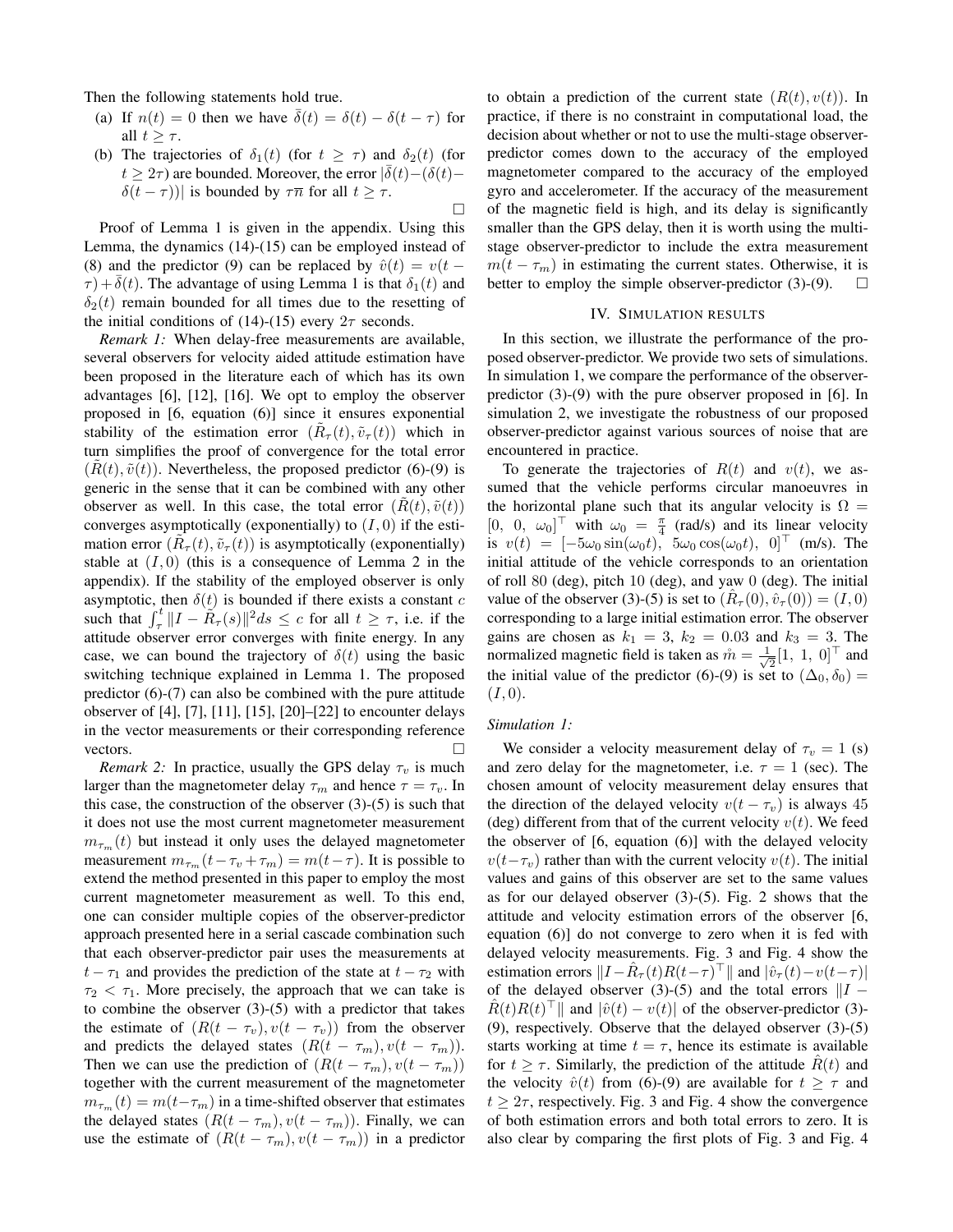Then the following statements hold true.

(a) If $n(t) = 0$ then we have $\bar{\delta}(t) = \delta(t) - \delta(t-\tau)$ for all $t \geq \tau$.

(b) The trajectories of $\delta_1(t)$ (for $t \geq \tau$) and $\delta_2(t)$ (for $t \geq 2\tau$) are bounded. Moreover, the error $|\bar{\delta}(t) - (\delta(t) - \delta(t-\tau))|$ is bounded by $\tau\overline{n}$ for all $t \geq \tau$.

$\square$

Proof of Lemma 1 is given in the appendix. Using this Lemma, the dynamics (14)-(15) can be employed instead of (8) and the predictor (9) can be replaced by $\hat{v}(t) = v(t-\tau) + \bar{\delta}(t)$. The advantage of using Lemma 1 is that $\delta_1(t)$ and $\delta_2(t)$ remain bounded for all times due to the resetting of the initial conditions of (14)-(15) every $2\tau$ seconds.

*Remark 1:* When delay-free measurements are available, several observers for velocity aided attitude estimation have been proposed in the literature each of which has its own advantages [6], [12], [16]. We opt to employ the observer proposed in [6, equation (6)] since it ensures exponential stability of the estimation error $(\tilde{R}_\tau(t), \tilde{v}_\tau(t))$ which in turn simplifies the proof of convergence for the total error $(\tilde{R}(t), \tilde{v}(t))$. Nevertheless, the proposed predictor (6)-(9) is generic in the sense that it can be combined with any other observer as well. In this case, the total error $(\tilde{R}(t), \tilde{v}(t))$ converges asymptotically (exponentially) to $(I, 0)$ if the estimation error $(\tilde{R}_\tau(t), \tilde{v}_\tau(t))$ is asymptotically (exponentially) stable at $(I, 0)$ (this is a consequence of Lemma 2 in the appendix). If the stability of the employed observer is only asymptotic, then $\delta(t)$ is bounded if there exists a constant $c$ such that $\int_\tau^t \|I - \tilde{R}_\tau(s)\|^2 ds \leq c$ for all $t \geq \tau$, i.e. if the attitude observer error converges with finite energy. In any case, we can bound the trajectory of $\delta(t)$ using the basic switching technique explained in Lemma 1. The proposed predictor (6)-(7) can also be combined with the pure attitude observer of [4], [7], [11], [15], [20]–[22] to encounter delays in the vector measurements or their corresponding reference vectors. $\square$

*Remark 2:* In practice, usually the GPS delay $\tau_v$ is much larger than the magnetometer delay $\tau_m$ and hence $\tau = \tau_v$. In this case, the construction of the observer (3)-(5) is such that it does not use the most current magnetometer measurement $m_{\tau_m}(t)$ but instead it only uses the delayed magnetometer measurement $m_{\tau_m}(t - \tau_v + \tau_m) = m(t - \tau)$. It is possible to extend the method presented in this paper to employ the most current magnetometer measurement as well. To this end, one can consider multiple copies of the observer-predictor approach presented here in a serial cascade combination such that each observer-predictor pair uses the measurements at $t - \tau_1$ and provides the prediction of the state at $t - \tau_2$ with $\tau_2 < \tau_1$. More precisely, the approach that we can take is to combine the observer (3)-(5) with a predictor that takes the estimate of $(R(t-\tau_v), v(t-\tau_v))$ from the observer and predicts the delayed states $(R(t-\tau_m), v(t-\tau_m))$. Then we can use the prediction of $(R(t-\tau_m), v(t-\tau_m))$ together with the current measurement of the magnetometer $m_{\tau_m}(t) = m(t-\tau_m)$ in a time-shifted observer that estimates the delayed states $(R(t-\tau_m), v(t-\tau_m))$. Finally, we can use the estimate of $(R(t-\tau_m), v(t-\tau_m))$ in a predictor to obtain a prediction of the current state $(R(t), v(t))$. In practice, if there is no constraint in computational load, the decision about whether or not to use the multi-stage observer-predictor comes down to the accuracy of the employed magnetometer compared to the accuracy of the employed gyro and accelerometer. If the accuracy of the measurement of the magnetic field is high, and its delay is significantly smaller than the GPS delay, then it is worth using the multi-stage observer-predictor to include the extra measurement $m(t-\tau_m)$ in estimating the current states. Otherwise, it is better to employ the simple observer-predictor (3)-(9). $\square$

## IV. Simulation results

In this section, we illustrate the performance of the proposed observer-predictor. We provide two sets of simulations. In simulation 1, we compare the performance of the observer-predictor (3)-(9) with the pure observer proposed in [6]. In simulation 2, we investigate the robustness of our proposed observer-predictor against various sources of noise that are encountered in practice.

To generate the trajectories of $R(t)$ and $v(t)$, we assumed that the vehicle performs circular manoeuvres in the horizontal plane such that its angular velocity is $\Omega = [0,\ 0,\ \omega_0]^\top$ with $\omega_0 = \frac{\pi}{4}$ (rad/s) and its linear velocity is $v(t) = [-5\omega_0 \sin(\omega_0 t),\ 5\omega_0 \cos(\omega_0 t),\ 0]^\top$ (m/s). The initial attitude of the vehicle corresponds to an orientation of roll 80 (deg), pitch 10 (deg), and yaw 0 (deg). The initial value of the observer (3)-(5) is set to $(\hat{R}_\tau(0), \hat{v}_\tau(0)) = (I, 0)$ corresponding to a large initial estimation error. The observer gains are chosen as $k_1 = 3$, $k_2 = 0.03$ and $k_3 = 3$. The normalized magnetic field is taken as $\mathring{m} = \frac{1}{\sqrt{2}}[1,\ 1,\ 0]^\top$ and the initial value of the predictor (6)-(9) is set to $(\Delta_0, \delta_0) = (I, 0)$.

*Simulation 1:*

We consider a velocity measurement delay of $\tau_v = 1$ (s) and zero delay for the magnetometer, i.e. $\tau = 1$ (sec). The chosen amount of velocity measurement delay ensures that the direction of the delayed velocity $v(t-\tau_v)$ is always 45 (deg) different from that of the current velocity $v(t)$. We feed the observer of [6, equation (6)] with the delayed velocity $v(t-\tau_v)$ rather than with the current velocity $v(t)$. The initial values and gains of this observer are set to the same values as for our delayed observer (3)-(5). Fig. 2 shows that the attitude and velocity estimation errors of the observer [6, equation (6)] do not converge to zero when it is fed with delayed velocity measurements. Fig. 3 and Fig. 4 show the estimation errors $\|I - \hat{R}_\tau(t)R(t-\tau)^\top\|$ and $|\hat{v}_\tau(t) - v(t-\tau)|$ of the delayed observer (3)-(5) and the total errors $\|I - \hat{R}(t)R(t)^\top\|$ and $|\hat{v}(t) - v(t)|$ of the observer-predictor (3)-(9), respectively. Observe that the delayed observer (3)-(5) starts working at time $t = \tau$, hence its estimate is available for $t \geq \tau$. Similarly, the prediction of the attitude $\hat{R}(t)$ and the velocity $\hat{v}(t)$ from (6)-(9) are available for $t \geq \tau$ and $t \geq 2\tau$, respectively. Fig. 3 and Fig. 4 show the convergence of both estimation errors and both total errors to zero. It is also clear by comparing the first plots of Fig. 3 and Fig. 4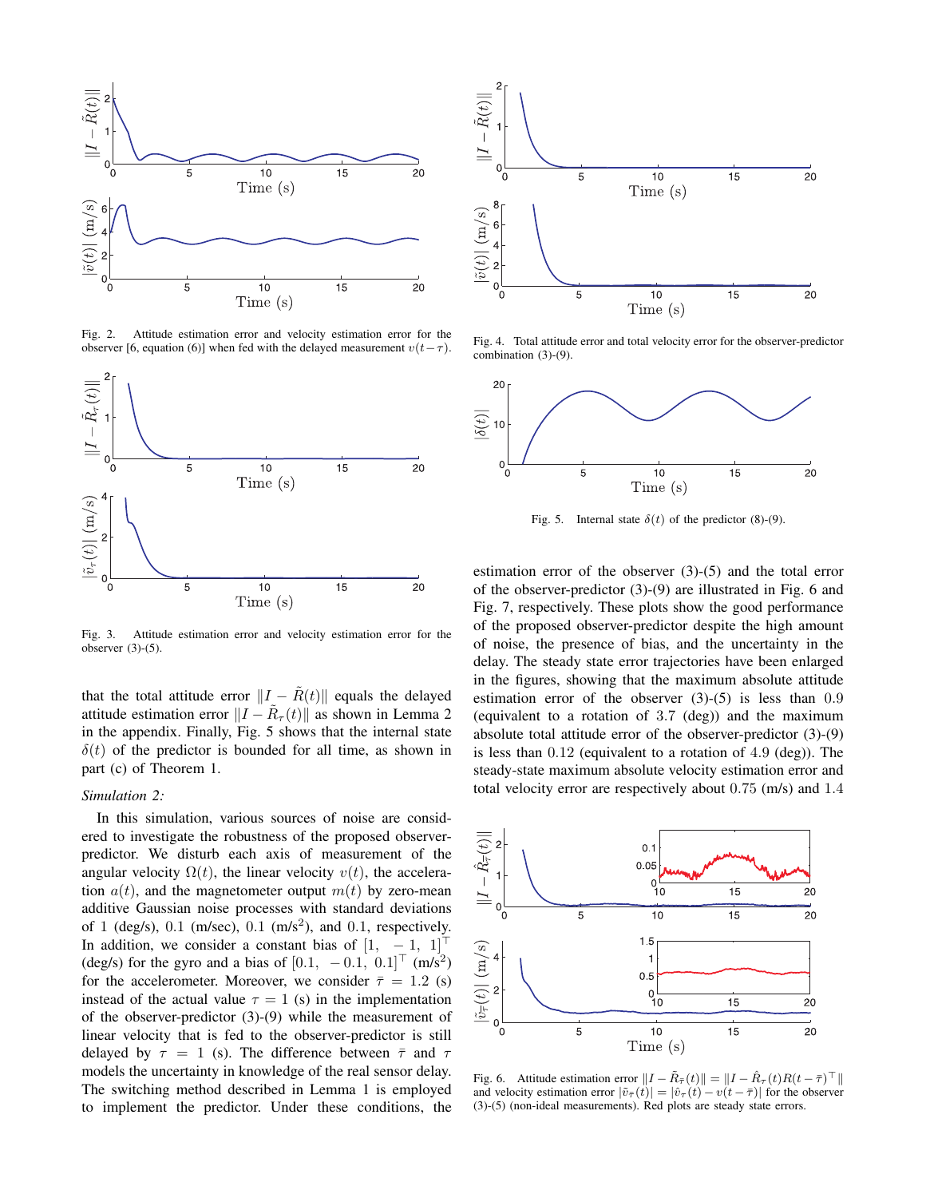Fig. 2. Attitude estimation error and velocity estimation error for the observer [6, equation (6)] when fed with the delayed measurement $v(t-\tau)$.

Fig. 3. Attitude estimation error and velocity estimation error for the observer (3)-(5).

that the total attitude error $\|I - \tilde{R}(t)\|$ equals the delayed attitude estimation error $\|I - \tilde{R}_\tau(t)\|$ as shown in Lemma 2 in the appendix. Finally, Fig. 5 shows that the internal state $\delta(t)$ of the predictor is bounded for all time, as shown in part (c) of Theorem 1.

*Simulation 2:*

In this simulation, various sources of noise are considered to investigate the robustness of the proposed observer-predictor. We disturb each axis of measurement of the angular velocity $\Omega(t)$, the linear velocity $v(t)$, the acceleration $a(t)$, and the magnetometer output $m(t)$ by zero-mean additive Gaussian noise processes with standard deviations of 1 (deg/s), 0.1 (m/sec), 0.1 (m/s$^2$), and 0.1, respectively. In addition, we consider a constant bias of $[1, \ -1, \ 1]^\top$ (deg/s) for the gyro and a bias of $[0.1, \ -0.1, \ 0.1]^\top$ (m/s$^2$) for the accelerometer. Moreover, we consider $\bar{\tau} = 1.2$ (s) instead of the actual value $\tau = 1$ (s) in the implementation of the observer-predictor (3)-(9) while the measurement of linear velocity that is fed to the observer-predictor is still delayed by $\tau = 1$ (s). The difference between $\bar{\tau}$ and $\tau$ models the uncertainty in knowledge of the real sensor delay. The switching method described in Lemma 1 is employed to implement the predictor. Under these conditions, the estimation error of the observer (3)-(5) and the total error of the observer-predictor (3)-(9) are illustrated in Fig. 6 and Fig. 7, respectively. These plots show the good performance of the proposed observer-predictor despite the high amount of noise, the presence of bias, and the uncertainty in the delay. The steady state error trajectories have been enlarged in the figures, showing that the maximum absolute attitude estimation error of the observer (3)-(5) is less than 0.9 (equivalent to a rotation of 3.7 (deg)) and the maximum absolute total attitude error of the observer-predictor (3)-(9) is less than 0.12 (equivalent to a rotation of 4.9 (deg)). The steady-state maximum absolute velocity estimation error and total velocity error are respectively about 0.75 (m/s) and 1.4

Fig. 4. Total attitude error and total velocity error for the observer-predictor combination (3)-(9).

Fig. 5. Internal state $\delta(t)$ of the predictor (8)-(9).

Fig. 6. Attitude estimation error $\|I - \tilde{R}_{\bar{\tau}}(t)\| = \|I - \hat{R}_\tau(t)R(t-\bar{\tau})^\top\|$ and velocity estimation error $|\tilde{v}_{\bar{\tau}}(t)| = |\hat{v}_\tau(t) - v(t-\bar{\tau})|$ for the observer (3)-(5) (non-ideal measurements). Red plots are steady state errors.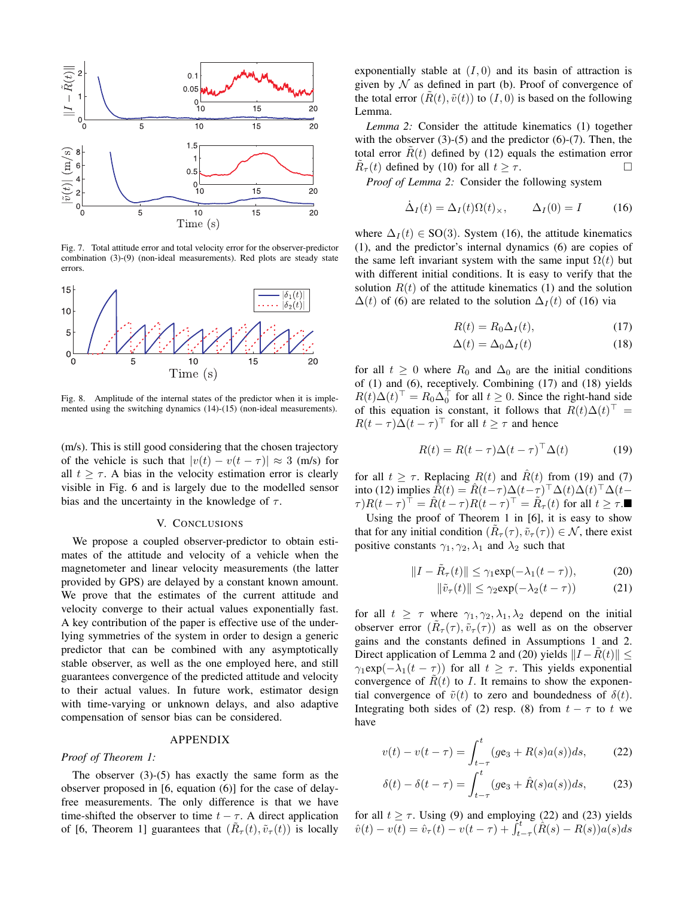Fig. 7. Total attitude error and total velocity error for the observer-predictor combination (3)-(9) (non-ideal measurements). Red plots are steady state errors.

Fig. 8. Amplitude of the internal states of the predictor when it is implemented using the switching dynamics (14)-(15) (non-ideal measurements).

(m/s). This is still good considering that the chosen trajectory of the vehicle is such that $|v(t) - v(t-\tau)| \approx 3$ (m/s) for all $t \geq \tau$. A bias in the velocity estimation error is clearly visible in Fig. 6 and is largely due to the modelled sensor bias and the uncertainty in the knowledge of $\tau$.

## V. Conclusions

We propose a coupled observer-predictor to obtain estimates of the attitude and velocity of a vehicle when the magnetometer and linear velocity measurements (the latter provided by GPS) are delayed by a constant known amount. We prove that the estimates of the current attitude and velocity converge to their actual values exponentially fast. A key contribution of the paper is effective use of the underlying symmetries of the system in order to design a generic predictor that can be combined with any asymptotically stable observer, as well as the one employed here, and still guarantees convergence of the predicted attitude and velocity to their actual values. In future work, estimator design with time-varying or unknown delays, and also adaptive compensation of sensor bias can be considered.

## Appendix

*Proof of Theorem 1:*

The observer (3)-(5) has exactly the same form as the observer proposed in [6, equation (6)] for the case of delay-free measurements. The only difference is that we have time-shifted the observer to time $t - \tau$. A direct application of [6, Theorem 1] guarantees that $(\tilde{R}_\tau(t), \tilde{v}_\tau(t))$ is locally exponentially stable at $(I, 0)$ and its basin of attraction is given by $\mathcal{N}$ as defined in part (b). Proof of convergence of the total error $(\tilde{R}(t), \tilde{v}(t))$ to $(I, 0)$ is based on the following Lemma.

*Lemma 2:* Consider the attitude kinematics (1) together with the observer (3)-(5) and the predictor (6)-(7). Then, the total error $\tilde{R}(t)$ defined by (12) equals the estimation error $\tilde{R}_\tau(t)$ defined by (10) for all $t \geq \tau$. □

*Proof of Lemma 2:* Consider the following system

$$\dot{\Delta}_I(t) = \Delta_I(t)\Omega(t)_\times, \qquad \Delta_I(0) = I \tag{16}$$

where $\Delta_I(t) \in \mathrm{SO}(3)$. System (16), the attitude kinematics (1), and the predictor's internal dynamics (6) are copies of the same left invariant system with the same input $\Omega(t)$ but with different initial conditions. It is easy to verify that the solution $R(t)$ of the attitude kinematics (1) and the solution $\Delta(t)$ of (6) are related to the solution $\Delta_I(t)$ of (16) via

$$R(t) = R_0\Delta_I(t), \tag{17}$$

$$\Delta(t) = \Delta_0\Delta_I(t) \tag{18}$$

for all $t \geq 0$ where $R_0$ and $\Delta_0$ are the initial conditions of (1) and (6), receptively. Combining (17) and (18) yields $R(t)\Delta(t)^\top = R_0\Delta_0^\top$ for all $t \geq 0$. Since the right-hand side of this equation is constant, it follows that $R(t)\Delta(t)^\top = R(t-\tau)\Delta(t-\tau)^\top$ for all $t \geq \tau$ and hence

$$R(t) = R(t-\tau)\Delta(t-\tau)^\top\Delta(t) \tag{19}$$

for all $t \geq \tau$. Replacing $R(t)$ and $\hat{R}(t)$ from (19) and (7) into (12) implies $\tilde{R}(t) = \hat{R}(t-\tau)\Delta(t-\tau)^\top\Delta(t)\Delta(t)^\top\Delta(t-\tau)R(t-\tau)^\top = \hat{R}(t-\tau)R(t-\tau)^\top = \tilde{R}_\tau(t)$ for all $t \geq \tau$. ■

Using the proof of Theorem 1 in [6], it is easy to show that for any initial condition $(\tilde{R}_\tau(\tau), \tilde{v}_\tau(\tau)) \in \mathcal{N}$, there exist positive constants $\gamma_1, \gamma_2, \lambda_1$ and $\lambda_2$ such that

$$\|I - \tilde{R}_\tau(t)\| \leq \gamma_1 \exp(-\lambda_1(t-\tau)), \tag{20}$$

$$\|\tilde{v}_\tau(t)\| \leq \gamma_2 \exp(-\lambda_2(t-\tau)) \tag{21}$$

for all $t \geq \tau$ where $\gamma_1, \gamma_2, \lambda_1, \lambda_2$ depend on the initial observer error $(\tilde{R}_\tau(\tau), \tilde{v}_\tau(\tau))$ as well as on the observer gains and the constants defined in Assumptions 1 and 2. Direct application of Lemma 2 and (20) yields $\|I - \tilde{R}(t)\| \leq \gamma_1 \exp(-\lambda_1(t-\tau))$ for all $t \geq \tau$. This yields exponential convergence of $\tilde{R}(t)$ to $I$. It remains to show the exponential convergence of $\tilde{v}(t)$ to zero and boundedness of $\delta(t)$. Integrating both sides of (2) resp. (8) from $t - \tau$ to $t$ we have

$$v(t) - v(t-\tau) = \int_{t-\tau}^{t} (ge_3 + R(s)a(s))ds, \tag{22}$$

$$\delta(t) - \delta(t-\tau) = \int_{t-\tau}^{t} (ge_3 + \hat{R}(s)a(s))ds, \tag{23}$$

for all $t \geq \tau$. Using (9) and employing (22) and (23) yields $\hat{v}(t) - v(t) = \hat{v}_\tau(t) - v(t-\tau) + \int_{t-\tau}^{t}(\hat{R}(s) - R(s))a(s)ds$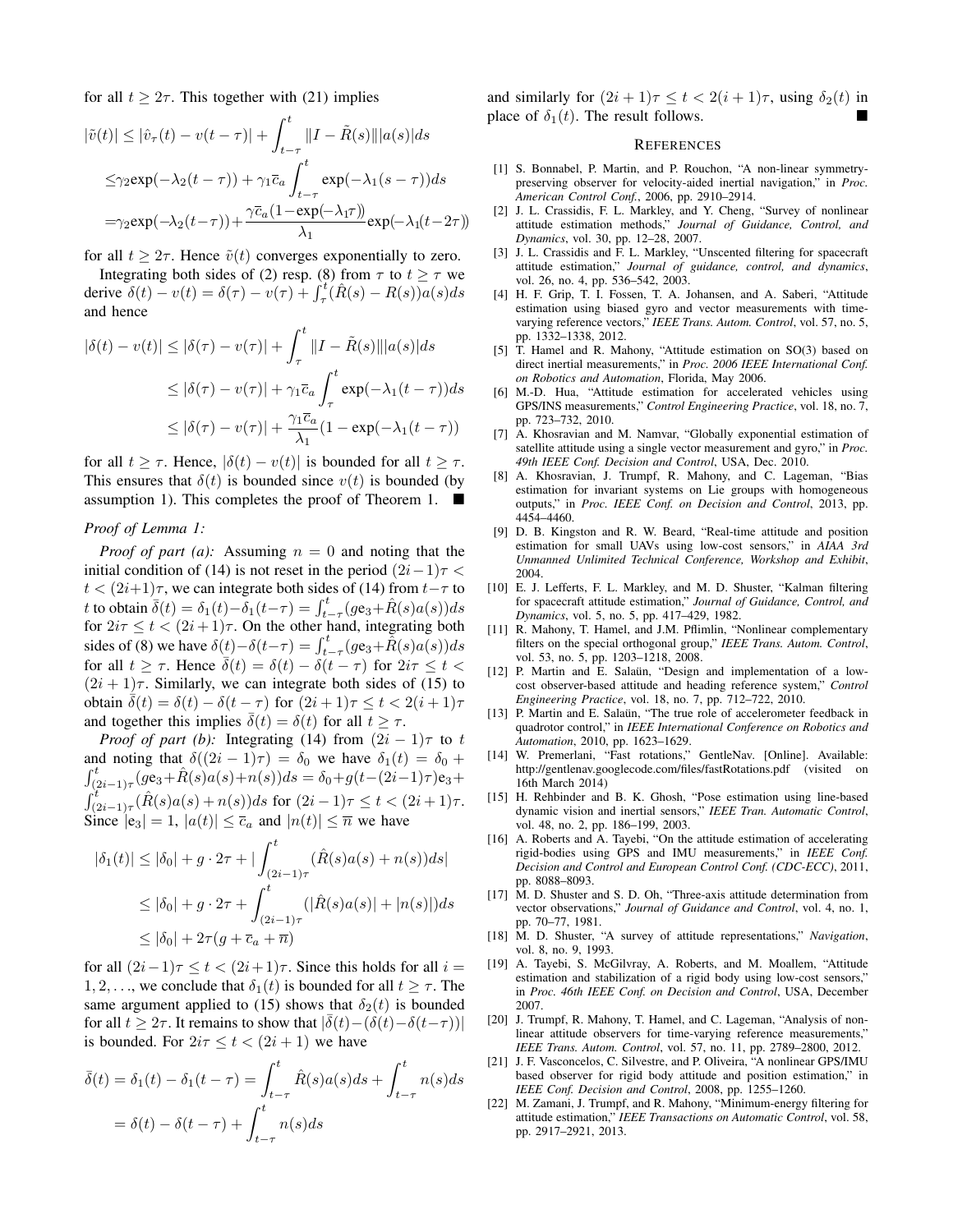for all $t \geq 2\tau$. This together with (21) implies

$$
\begin{aligned}
|\tilde{v}(t)| &\leq |\hat{v}_\tau(t) - v(t-\tau)| + \int_{t-\tau}^{t} \|I - \tilde{R}(s)\| |a(s)| ds \\
&\leq \gamma_2 \exp(-\lambda_2(t-\tau)) + \gamma_1 \overline{c}_a \int_{t-\tau}^{t} \exp(-\lambda_1(s-\tau)) ds \\
&= \gamma_2 \exp(-\lambda_2(t-\tau)) + \frac{\gamma \overline{c}_a (1-\exp(-\lambda_1 \tau))}{\lambda_1} \exp(-\lambda_1(t-2\tau))
\end{aligned}
$$

for all $t \geq 2\tau$. Hence $\tilde{v}(t)$ converges exponentially to zero.

Integrating both sides of (2) resp. (8) from $\tau$ to $t \geq \tau$ we derive $\delta(t) - v(t) = \delta(\tau) - v(\tau) + \int_\tau^t (\hat{R}(s) - R(s)) a(s) ds$ and hence

$$
\begin{aligned}
|\delta(t) - v(t)| &\leq |\delta(\tau) - v(\tau)| + \int_\tau^t \|I - \tilde{R}(s)\| |a(s)| ds \\
&\leq |\delta(\tau) - v(\tau)| + \gamma_1 \overline{c}_a \int_\tau^t \exp(-\lambda_1(t-\tau)) ds \\
&\leq |\delta(\tau) - v(\tau)| + \frac{\gamma_1 \overline{c}_a}{\lambda_1} (1 - \exp(-\lambda_1(t-\tau)))
\end{aligned}
$$

for all $t \geq \tau$. Hence, $|\delta(t) - v(t)|$ is bounded for all $t \geq \tau$. This ensures that $\delta(t)$ is bounded since $v(t)$ is bounded (by assumption 1). This completes the proof of Theorem 1. ∎

*Proof of Lemma 1:*

*Proof of part (a):* Assuming $n = 0$ and noting that the initial condition of (14) is not reset in the period $(2i-1)\tau < t < (2i+1)\tau$, we can integrate both sides of (14) from $t-\tau$ to $t$ to obtain $\bar{\delta}(t) = \delta_1(t) - \delta_1(t-\tau) = \int_{t-\tau}^t (g\mathrm{e}_3 + \hat{R}(s)a(s)) ds$ for $2i\tau \leq t < (2i+1)\tau$. On the other hand, integrating both sides of (8) we have $\delta(t) - \delta(t-\tau) = \int_{t-\tau}^t (g\mathrm{e}_3 + \hat{R}(s)a(s)) ds$ for all $t \geq \tau$. Hence $\bar{\delta}(t) = \delta(t) - \delta(t-\tau)$ for $2i\tau \leq t < (2i+1)\tau$. Similarly, we can integrate both sides of (15) to obtain $\bar{\delta}(t) = \delta(t) - \delta(t-\tau)$ for $(2i+1)\tau \leq t < 2(i+1)\tau$ and together this implies $\bar{\delta}(t) = \delta(t)$ for all $t \geq \tau$.

*Proof of part (b):* Integrating (14) from $(2i-1)\tau$ to $t$ and noting that $\delta((2i-1)\tau) = \delta_0$ we have $\delta_1(t) = \delta_0 + \int_{(2i-1)\tau}^t (g\mathrm{e}_3 + \hat{R}(s)a(s) + n(s)) ds = \delta_0 + g(t-(2i-1)\tau)\mathrm{e}_3 + \int_{(2i-1)\tau}^t (\hat{R}(s)a(s) + n(s)) ds$ for $(2i-1)\tau \leq t < (2i+1)\tau$. Since $|\mathrm{e}_3| = 1$, $|a(t)| \leq \overline{c}_a$ and $|n(t)| \leq \overline{n}$ we have

$$
\begin{aligned}
|\delta_1(t)| &\leq |\delta_0| + g \cdot 2\tau + \left| \int_{(2i-1)\tau}^t (\hat{R}(s)a(s) + n(s)) ds \right| \\
&\leq |\delta_0| + g \cdot 2\tau + \int_{(2i-1)\tau}^t (|\hat{R}(s)a(s)| + |n(s)|) ds \\
&\leq |\delta_0| + 2\tau(g + \overline{c}_a + \overline{n})
\end{aligned}
$$

for all $(2i-1)\tau \leq t < (2i+1)\tau$. Since this holds for all $i = 1, 2, \ldots$, we conclude that $\delta_1(t)$ is bounded for all $t \geq \tau$. The same argument applied to (15) shows that $\delta_2(t)$ is bounded for all $t \geq 2\tau$. It remains to show that $|\bar{\delta}(t) - (\delta(t) - \delta(t-\tau))|$ is bounded. For $2i\tau \leq t < (2i+1)$ we have

$$
\begin{aligned}
\bar{\delta}(t) = \delta_1(t) - \delta_1(t-\tau) &= \int_{t-\tau}^t \hat{R}(s)a(s) ds + \int_{t-\tau}^t n(s) ds \\
&= \delta(t) - \delta(t-\tau) + \int_{t-\tau}^t n(s) ds
\end{aligned}
$$

and similarly for $(2i+1)\tau \leq t < 2(i+1)\tau$, using $\delta_2(t)$ in place of $\delta_1(t)$. The result follows. ∎

## References

[1] S. Bonnabel, P. Martin, and P. Rouchon, "A non-linear symmetry-preserving observer for velocity-aided inertial navigation," in *Proc. American Control Conf.*, 2006, pp. 2910–2914.

[2] J. L. Crassidis, F. L. Markley, and Y. Cheng, "Survey of nonlinear attitude estimation methods," *Journal of Guidance, Control, and Dynamics*, vol. 30, pp. 12–28, 2007.

[3] J. L. Crassidis and F. L. Markley, "Unscented filtering for spacecraft attitude estimation," *Journal of guidance, control, and dynamics*, vol. 26, no. 4, pp. 536–542, 2003.

[4] H. F. Grip, T. I. Fossen, T. A. Johansen, and A. Saberi, "Attitude estimation using biased gyro and vector measurements with time-varying reference vectors," *IEEE Trans. Autom. Control*, vol. 57, no. 5, pp. 1332–1338, 2012.

[5] T. Hamel and R. Mahony, "Attitude estimation on SO(3) based on direct inertial measurements," in *Proc. 2006 IEEE International Conf. on Robotics and Automation*, Florida, May 2006.

[6] M.-D. Hua, "Attitude estimation for accelerated vehicles using GPS/INS measurements," *Control Engineering Practice*, vol. 18, no. 7, pp. 723–732, 2010.

[7] A. Khosravian and M. Namvar, "Globally exponential estimation of satellite attitude using a single vector measurement and gyro," in *Proc. 49th IEEE Conf. Decision and Control*, USA, Dec. 2010.

[8] A. Khosravian, J. Trumpf, R. Mahony, and C. Lageman, "Bias estimation for invariant systems on Lie groups with homogeneous outputs," in *Proc. IEEE Conf. on Decision and Control*, 2013, pp. 4454–4460.

[9] D. B. Kingston and R. W. Beard, "Real-time attitude and position estimation for small UAVs using low-cost sensors," in *AIAA 3rd Unmanned Unlimited Technical Conference, Workshop and Exhibit*, 2004.

[10] E. J. Lefferts, F. L. Markley, and M. D. Shuster, "Kalman filtering for spacecraft attitude estimation," *Journal of Guidance, Control, and Dynamics*, vol. 5, no. 5, pp. 417–429, 1982.

[11] R. Mahony, T. Hamel, and J.M. Pflimlin, "Nonlinear complementary filters on the special orthogonal group," *IEEE Trans. Autom. Control*, vol. 53, no. 5, pp. 1203–1218, 2008.

[12] P. Martin and E. Salaün, "Design and implementation of a low-cost observer-based attitude and heading reference system," *Control Engineering Practice*, vol. 18, no. 7, pp. 712–722, 2010.

[13] P. Martin and E. Salaün, "The true role of accelerometer feedback in quadrotor control," in *IEEE International Conference on Robotics and Automation*, 2010, pp. 1623–1629.

[14] W. Premerlani, "Fast rotations," GentleNav. [Online]. Available: http://gentlenav.googlecode.com/files/fastRotations.pdf (visited on 16th March 2014)

[15] H. Rehbinder and B. K. Ghosh, "Pose estimation using line-based dynamic vision and inertial sensors," *IEEE Tran. Automatic Control*, vol. 48, no. 2, pp. 186–199, 2003.

[16] A. Roberts and A. Tayebi, "On the attitude estimation of accelerating rigid-bodies using GPS and IMU measurements," in *IEEE Conf. Decision and Control and European Control Conf. (CDC-ECC)*, 2011, pp. 8088–8093.

[17] M. D. Shuster and S. D. Oh, "Three-axis attitude determination from vector observations," *Journal of Guidance and Control*, vol. 4, no. 1, pp. 70–77, 1981.

[18] M. D. Shuster, "A survey of attitude representations," *Navigation*, vol. 8, no. 9, 1993.

[19] A. Tayebi, S. McGilvray, A. Roberts, and M. Moallem, "Attitude estimation and stabilization of a rigid body using low-cost sensors," in *Proc. 46th IEEE Conf. on Decision and Control*, USA, December 2007.

[20] J. Trumpf, R. Mahony, T. Hamel, and C. Lageman, "Analysis of non-linear attitude observers for time-varying reference measurements," *IEEE Trans. Autom. Control*, vol. 57, no. 11, pp. 2789–2800, 2012.

[21] J. F. Vasconcelos, C. Silvestre, and P. Oliveira, "A nonlinear GPS/IMU based observer for rigid body attitude and position estimation," in *IEEE Conf. Decision and Control*, 2008, pp. 1255–1260.

[22] M. Zamani, J. Trumpf, and R. Mahony, "Minimum-energy filtering for attitude estimation," *IEEE Transactions on Automatic Control*, vol. 58, pp. 2917–2921, 2013.